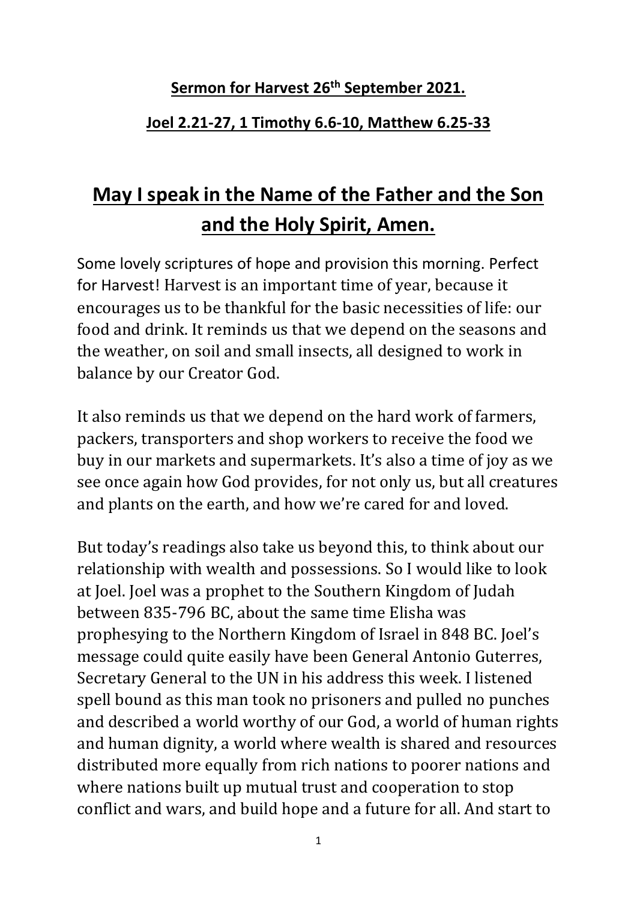**Sermon for Harvest 26th September 2021.**

**Joel 2.21-27, 1 Timothy 6.6-10, Matthew 6.25-33**

## May I speak in the Name of the Father and the Son and the Holy Spirit, Amen.

Some lovely scriptures of hope and provision this morning. Perfect for Harvest! Harvest is an important time of year, because it encourages us to be thankful for the basic necessities of life: our food and drink. It reminds us that we depend on the seasons and the weather, on soil and small insects, all designed to work in balance by our Creator God.

It also reminds us that we depend on the hard work of farmers, packers, transporters and shop workers to receive the food we buy in our markets and supermarkets. It's also a time of joy as we see once again how God provides, for not only us, but all creatures and plants on the earth, and how we're cared for and loved.

But today's readings also take us beyond this, to think about our relationship with wealth and possessions. So I would like to look at Joel. Joel was a prophet to the Southern Kingdom of Judah between 835-796 BC, about the same time Elisha was prophesying to the Northern Kingdom of Israel in 848 BC. Joel's message could quite easily have been General Antonio Guterres, Secretary General to the UN in his address this week. I listened spell bound as this man took no prisoners and pulled no punches and described a world worthy of our God, a world of human rights and human dignity, a world where wealth is shared and resources distributed more equally from rich nations to poorer nations and where nations built up mutual trust and cooperation to stop conflict and wars, and build hope and a future for all. And start to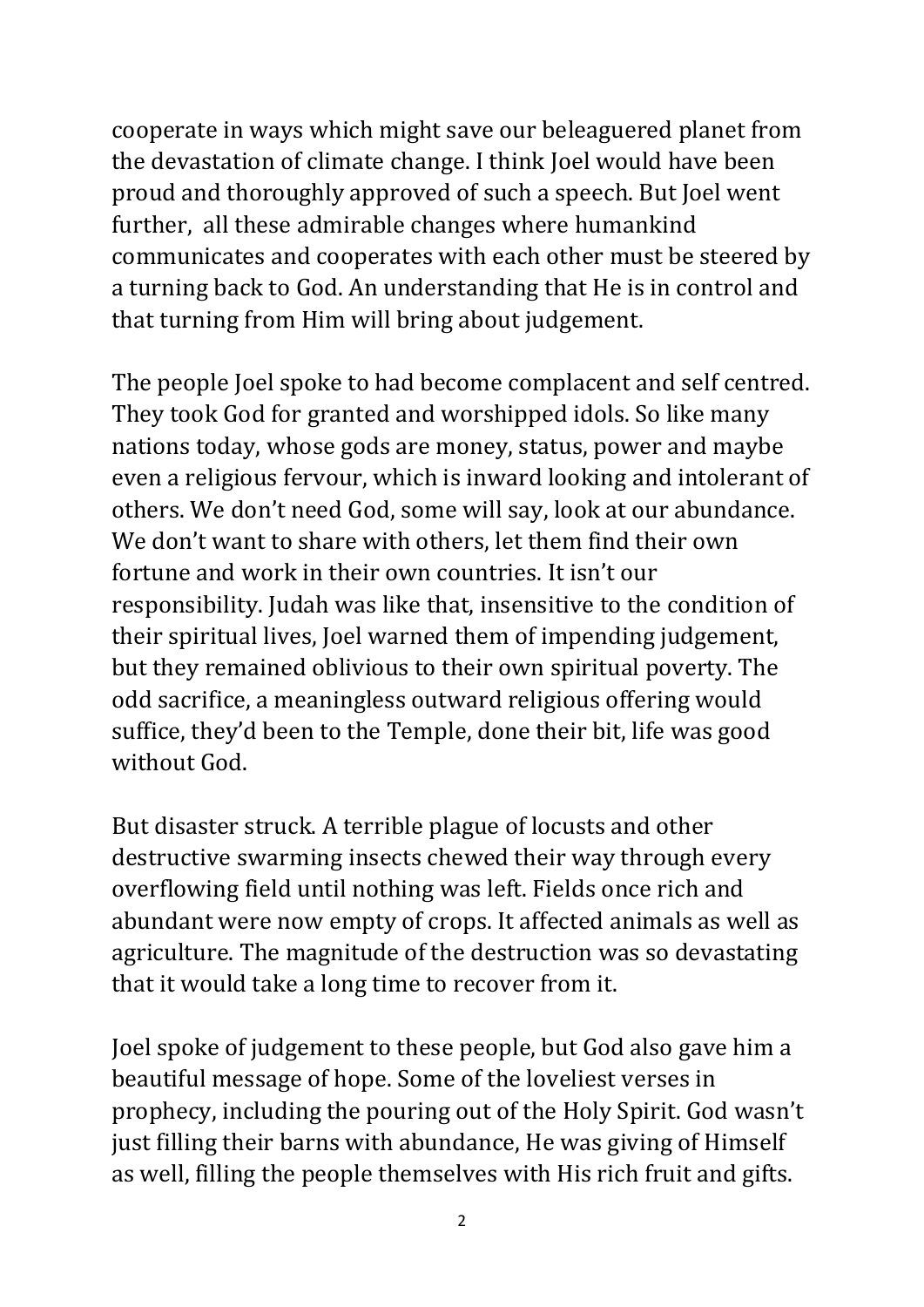cooperate in ways which might save our beleaguered planet from the devastation of climate change. I think Joel would have been proud and thoroughly approved of such a speech. But Joel went further,  all these admirable changes where humankind communicates and cooperates with each other must be steered by a turning back to God. An understanding that He is in control and that turning from Him will bring about judgement.

The people Joel spoke to had become complacent and self centred. They took God for granted and worshipped idols. So like many nations today, whose gods are money, status, power and maybe even a religious fervour, which is inward looking and intolerant of others. We don't need God, some will say, look at our abundance. We don't want to share with others, let them find their own fortune and work in their own countries. It isn't our responsibility. Judah was like that, insensitive to the condition of their spiritual lives, Joel warned them of impending judgement, but they remained oblivious to their own spiritual poverty. The odd sacrifice, a meaningless outward religious offering would suffice, they'd been to the Temple, done their bit, life was good without God.

But disaster struck. A terrible plague of locusts and other destructive swarming insects chewed their way through every overflowing field until nothing was left. Fields once rich and abundant were now empty of crops. It affected animals as well as agriculture. The magnitude of the destruction was so devastating that it would take a long time to recover from it.

Joel spoke of judgement to these people, but God also gave him a beautiful message of hope. Some of the loveliest verses in prophecy, including the pouring out of the Holy Spirit. God wasn't just filling their barns with abundance, He was giving of Himself as well, filling the people themselves with His rich fruit and gifts.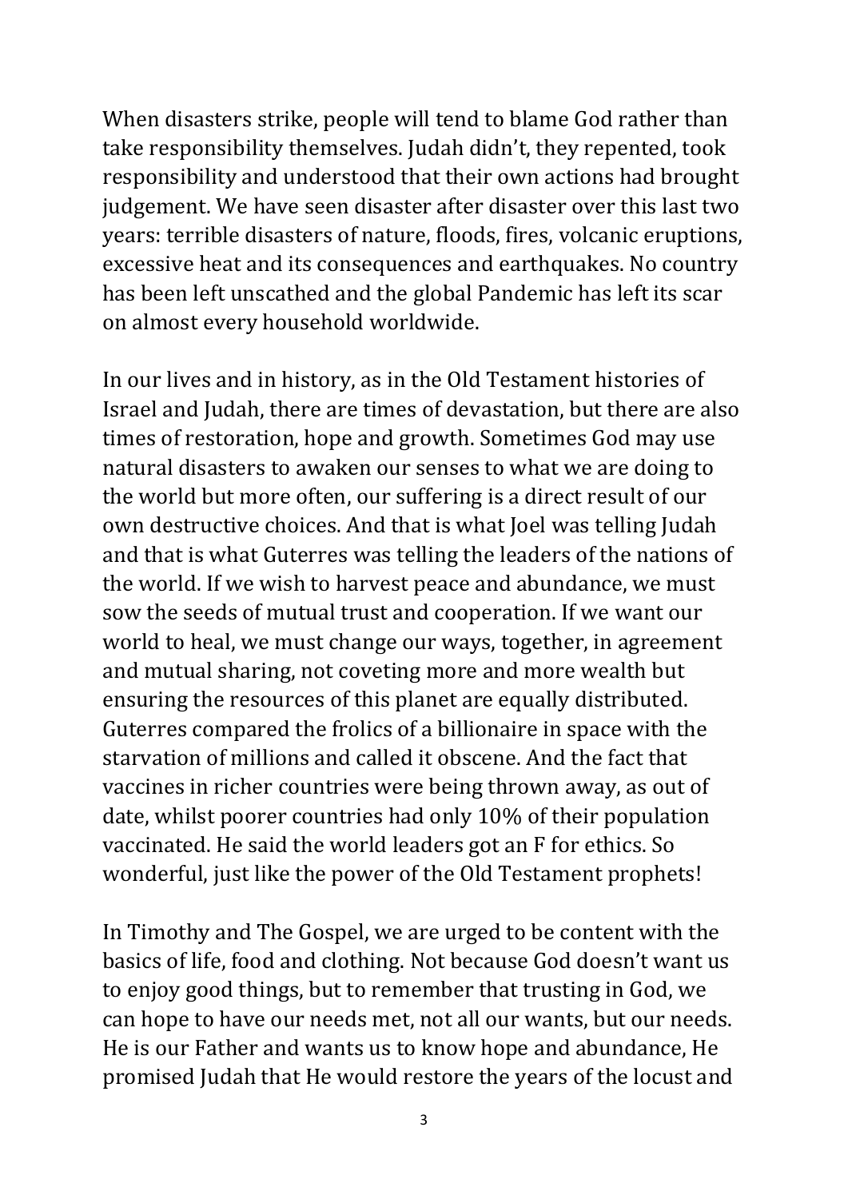When disasters strike, people will tend to blame God rather than take responsibility themselves. Judah didn't, they repented, took responsibility and understood that their own actions had brought judgement. We have seen disaster after disaster over this last two years: terrible disasters of nature, floods, fires, volcanic eruptions, excessive heat and its consequences and earthquakes. No country has been left unscathed and the global Pandemic has left its scar on almost every household worldwide.

In our lives and in history, as in the Old Testament histories of Israel and Judah, there are times of devastation, but there are also times of restoration, hope and growth. Sometimes God may use natural disasters to awaken our senses to what we are doing to the world but more often, our suffering is a direct result of our own destructive choices. And that is what Joel was telling Judah and that is what Guterres was telling the leaders of the nations of the world. If we wish to harvest peace and abundance, we must sow the seeds of mutual trust and cooperation. If we want our world to heal, we must change our ways, together, in agreement and mutual sharing, not coveting more and more wealth but ensuring the resources of this planet are equally distributed. Guterres compared the frolics of a billionaire in space with the starvation of millions and called it obscene. And the fact that vaccines in richer countries were being thrown away, as out of date, whilst poorer countries had only 10% of their population vaccinated. He said the world leaders got an F for ethics. So wonderful, just like the power of the Old Testament prophets!

In Timothy and The Gospel, we are urged to be content with the basics of life, food and clothing. Not because God doesn't want us to enjoy good things, but to remember that trusting in God, we can hope to have our needs met, not all our wants, but our needs. He is our Father and wants us to know hope and abundance, He promised Judah that He would restore the years of the locust and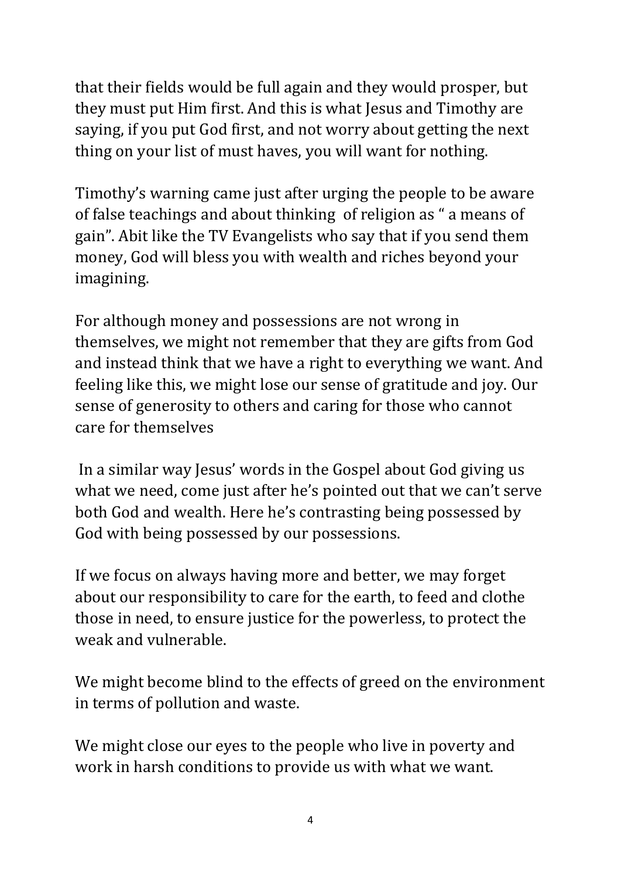that their fields would be full again and they would prosper, but they must put Him first. And this is what Jesus and Timothy are saying, if you put God first, and not worry about getting the next thing on your list of must haves, you will want for nothing.

Timothy's warning came just after urging the people to be aware of false teachings and about thinking of religion as " a means of gain". Abit like the TV Evangelists who say that if you send them money, God will bless you with wealth and riches beyond your imagining.

For although money and possessions are not wrong in themselves, we might not remember that they are gifts from God and instead think that we have a right to everything we want. And feeling like this, we might lose our sense of gratitude and joy. Our sense of generosity to others and caring for those who cannot care for themselves

In a similar way Jesus' words in the Gospel about God giving us what we need, come just after he's pointed out that we can't serve both God and wealth. Here he's contrasting being possessed by God with being possessed by our possessions.

If we focus on always having more and better, we may forget about our responsibility to care for the earth, to feed and clothe those in need, to ensure justice for the powerless, to protect the weak and vulnerable.

We might become blind to the effects of greed on the environment in terms of pollution and waste.

We might close our eyes to the people who live in poverty and work in harsh conditions to provide us with what we want.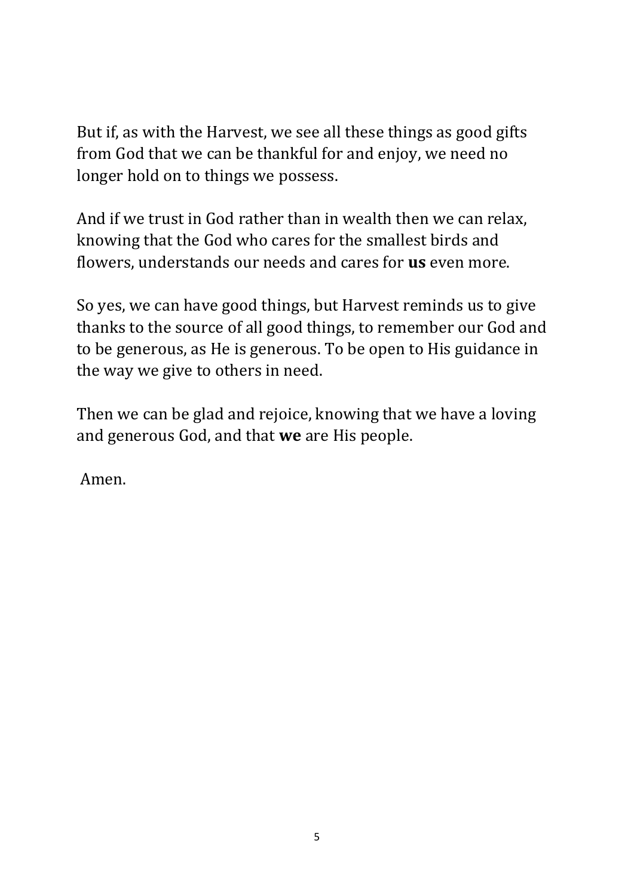But if, as with the Harvest, we see all these things as good gifts from God that we can be thankful for and enjoy, we need no longer hold on to things we possess.

And if we trust in God rather than in wealth then we can relax, knowing that the God who cares for the smallest birds and flowers, understands our needs and cares for **us** even more.

So yes, we can have good things, but Harvest reminds us to give thanks to the source of all good things, to remember our God and to be generous, as He is generous. To be open to His guidance in the way we give to others in need.

Then we can be glad and rejoice, knowing that we have a loving and generous God, and that **we** are His people.

Amen.